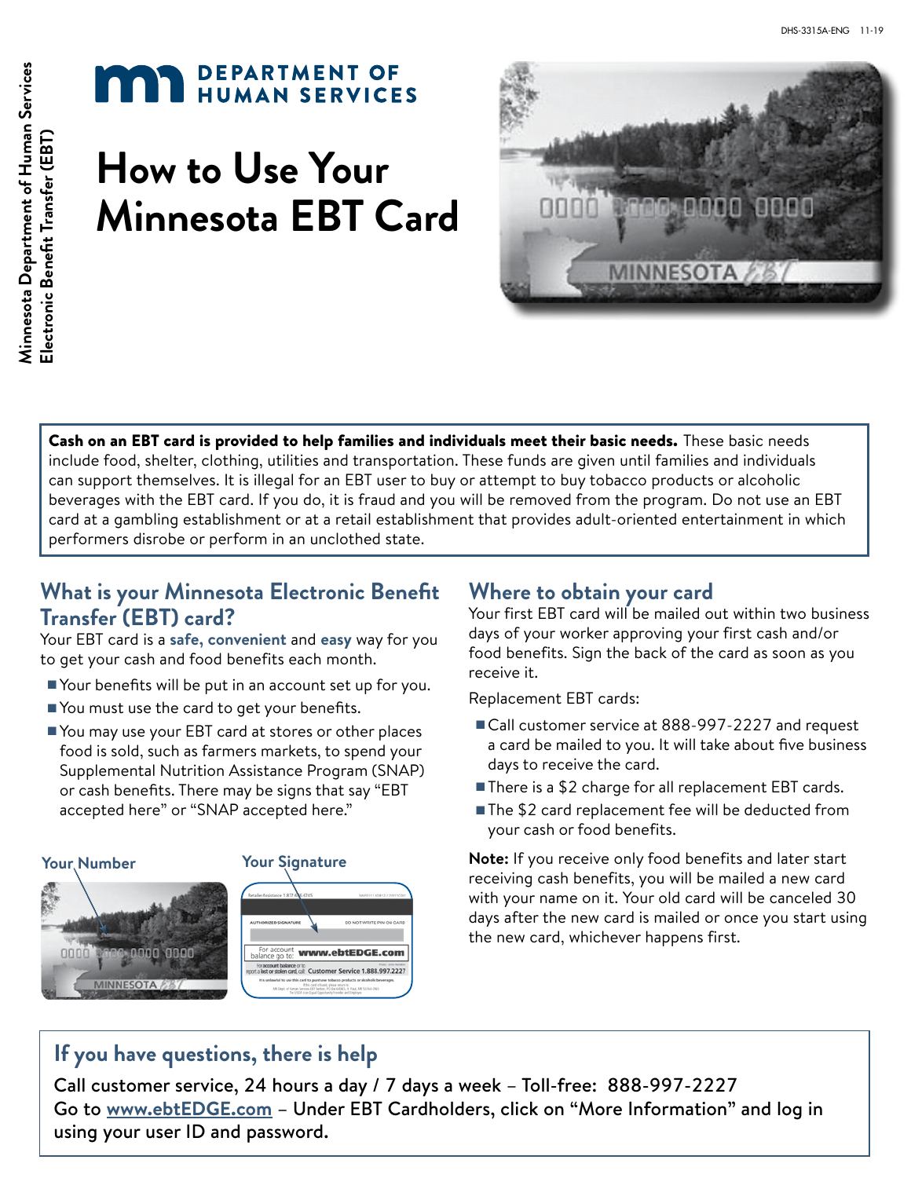DHS-3315A-ENG 11-19

Minnesota Department of Human Services
Electronic Benefit Transfer (EBT)

DEPARTMENT OF HUMAN SERVICES

# How to Use Your Minnesota EBT Card

**Cash on an EBT card is provided to help families and individuals meet their basic needs.** These basic needs include food, shelter, clothing, utilities and transportation. These funds are given until families and individuals can support themselves. It is illegal for an EBT user to buy or attempt to buy tobacco products or alcoholic beverages with the EBT card. If you do, it is fraud and you will be removed from the program. Do not use an EBT card at a gambling establishment or at a retail establishment that provides adult-oriented entertainment in which performers disrobe or perform in an unclothed state.

## What is your Minnesota Electronic Benefit Transfer (EBT) card?

Your EBT card is a **safe, convenient** and **easy** way for you to get your cash and food benefits each month.

- Your benefits will be put in an account set up for you.
- You must use the card to get your benefits.
- You may use your EBT card at stores or other places food is sold, such as farmers markets, to spend your Supplemental Nutrition Assistance Program (SNAP) or cash benefits. There may be signs that say "EBT accepted here" or "SNAP accepted here."

Your Number

Your Signature

## Where to obtain your card

Your first EBT card will be mailed out within two business days of your worker approving your first cash and/or food benefits. Sign the back of the card as soon as you receive it.

Replacement EBT cards:

- Call customer service at 888-997-2227 and request a card be mailed to you. It will take about five business days to receive the card.
- There is a $2 charge for all replacement EBT cards.
- The $2 card replacement fee will be deducted from your cash or food benefits.

**Note:** If you receive only food benefits and later start receiving cash benefits, you will be mailed a new card with your name on it. Your old card will be canceled 30 days after the new card is mailed or once you start using the new card, whichever happens first.

## If you have questions, there is help

Call customer service, 24 hours a day / 7 days a week – Toll-free: 888-997-2227
Go to www.ebtEDGE.com – Under EBT Cardholders, click on "More Information" and log in using your user ID and password.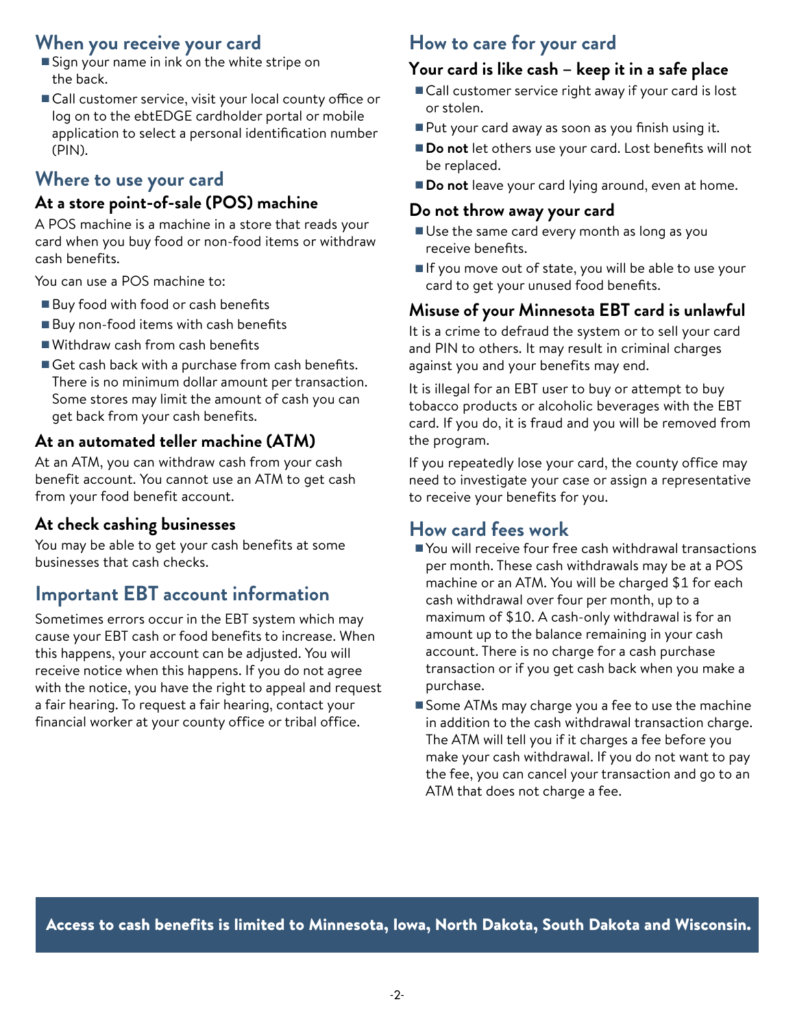## When you receive your card

- Sign your name in ink on the white stripe on the back.
- Call customer service, visit your local county office or log on to the ebtEDGE cardholder portal or mobile application to select a personal identification number (PIN).

## Where to use your card

### At a store point-of-sale (POS) machine

A POS machine is a machine in a store that reads your card when you buy food or non-food items or withdraw cash benefits.

You can use a POS machine to:

- Buy food with food or cash benefits
- Buy non-food items with cash benefits
- Withdraw cash from cash benefits
- Get cash back with a purchase from cash benefits. There is no minimum dollar amount per transaction. Some stores may limit the amount of cash you can get back from your cash benefits.

### At an automated teller machine (ATM)

At an ATM, you can withdraw cash from your cash benefit account. You cannot use an ATM to get cash from your food benefit account.

### At check cashing businesses

You may be able to get your cash benefits at some businesses that cash checks.

## Important EBT account information

Sometimes errors occur in the EBT system which may cause your EBT cash or food benefits to increase. When this happens, your account can be adjusted. You will receive notice when this happens. If you do not agree with the notice, you have the right to appeal and request a fair hearing. To request a fair hearing, contact your financial worker at your county office or tribal office.

## How to care for your card

### Your card is like cash – keep it in a safe place

- Call customer service right away if your card is lost or stolen.
- Put your card away as soon as you finish using it.
- **Do not** let others use your card. Lost benefits will not be replaced.
- **Do not** leave your card lying around, even at home.

### Do not throw away your card

- Use the same card every month as long as you receive benefits.
- If you move out of state, you will be able to use your card to get your unused food benefits.

### Misuse of your Minnesota EBT card is unlawful

It is a crime to defraud the system or to sell your card and PIN to others. It may result in criminal charges against you and your benefits may end.

It is illegal for an EBT user to buy or attempt to buy tobacco products or alcoholic beverages with the EBT card. If you do, it is fraud and you will be removed from the program.

If you repeatedly lose your card, the county office may need to investigate your case or assign a representative to receive your benefits for you.

## How card fees work

- You will receive four free cash withdrawal transactions per month. These cash withdrawals may be at a POS machine or an ATM. You will be charged $1 for each cash withdrawal over four per month, up to a maximum of $10. A cash-only withdrawal is for an amount up to the balance remaining in your cash account. There is no charge for a cash purchase transaction or if you get cash back when you make a purchase.
- Some ATMs may charge you a fee to use the machine in addition to the cash withdrawal transaction charge. The ATM will tell you if it charges a fee before you make your cash withdrawal. If you do not want to pay the fee, you can cancel your transaction and go to an ATM that does not charge a fee.

**Access to cash benefits is limited to Minnesota, Iowa, North Dakota, South Dakota and Wisconsin.**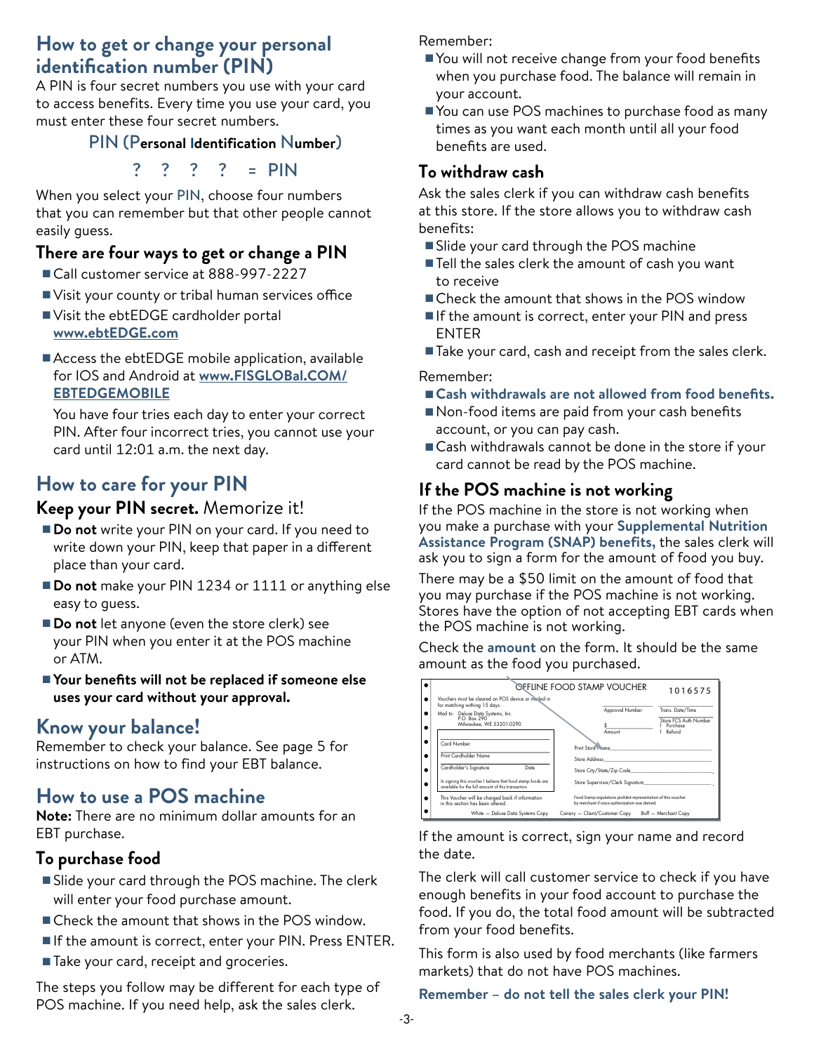## How to get or change your personal identification number (PIN)

A PIN is four secret numbers you use with your card to access benefits. Every time you use your card, you must enter these four secret numbers.

**PIN (Personal Identification Number)**

? ? ? ? = PIN

When you select your PIN, choose four numbers that you can remember but that other people cannot easily guess.

### There are four ways to get or change a PIN

- Call customer service at 888-997-2227
- Visit your county or tribal human services office
- Visit the ebtEDGE cardholder portal **www.ebtEDGE.com**
- Access the ebtEDGE mobile application, available for IOS and Android at **www.FISGLOBal.COM/EBTEDGEMOBILE**

  You have four tries each day to enter your correct PIN. After four incorrect tries, you cannot use your card until 12:01 a.m. the next day.

## How to care for your PIN

### Keep your PIN secret. Memorize it!

- **Do not** write your PIN on your card. If you need to write down your PIN, keep that paper in a different place than your card.
- **Do not** make your PIN 1234 or 1111 or anything else easy to guess.
- **Do not** let anyone (even the store clerk) see your PIN when you enter it at the POS machine or ATM.
- **Your benefits will not be replaced if someone else uses your card without your approval.**

## Know your balance!

Remember to check your balance. See page 5 for instructions on how to find your EBT balance.

## How to use a POS machine

**Note:** There are no minimum dollar amounts for an EBT purchase.

### To purchase food

- Slide your card through the POS machine. The clerk will enter your food purchase amount.
- Check the amount that shows in the POS window.
- If the amount is correct, enter your PIN. Press ENTER.
- Take your card, receipt and groceries.

The steps you follow may be different for each type of POS machine. If you need help, ask the sales clerk.

Remember:

- You will not receive change from your food benefits when you purchase food. The balance will remain in your account.
- You can use POS machines to purchase food as many times as you want each month until all your food benefits are used.

### To withdraw cash

Ask the sales clerk if you can withdraw cash benefits at this store. If the store allows you to withdraw cash benefits:

- Slide your card through the POS machine
- Tell the sales clerk the amount of cash you want to receive
- Check the amount that shows in the POS window
- If the amount is correct, enter your PIN and press ENTER
- Take your card, cash and receipt from the sales clerk.

Remember:

- **Cash withdrawals are not allowed from food benefits.**
- Non-food items are paid from your cash benefits account, or you can pay cash.
- Cash withdrawals cannot be done in the store if your card cannot be read by the POS machine.

### If the POS machine is not working

If the POS machine in the store is not working when you make a purchase with your **Supplemental Nutrition Assistance Program (SNAP) benefits,** the sales clerk will ask you to sign a form for the amount of food you buy.

There may be a $50 limit on the amount of food that you may purchase if the POS machine is not working. Stores have the option of not accepting EBT cards when the POS machine is not working.

Check the **amount** on the form. It should be the same amount as the food you purchased.

OFFLINE FOOD STAMP VOUCHER 1016575

Vouchers must be cleared on POS device or mailed in for matching within 15 days.

Mail to: Deluxe Data Systems, Inc. P.O. Box 290 Milwaukee, WI 53201-0290

Approval Number | Trans. Date/Time | Store FCS Auth Number | Purchase | Refund

$ ______ Amount

Card Number

Print Cardholder Name

Cardholder's Signature | Date

In signing this voucher I believe that food stamp funds are available for the full amount of this transaction.

Print Store Name

Store Address

Store City/State/Zip Code

Store Supervisor/Clerk Signature

This Voucher will be charged back if information in this section has been altered.

Food Stamp regulations prohibit representation of this voucher by merchant if voice authorization was denied.

White – Deluxe Data Systems Copy | Canary – Client/Customer Copy | Buff – Merchant Copy

If the amount is correct, sign your name and record the date.

The clerk will call customer service to check if you have enough benefits in your food account to purchase the food. If you do, the total food amount will be subtracted from your food benefits.

This form is also used by food merchants (like farmers markets) that do not have POS machines.

**Remember – do not tell the sales clerk your PIN!**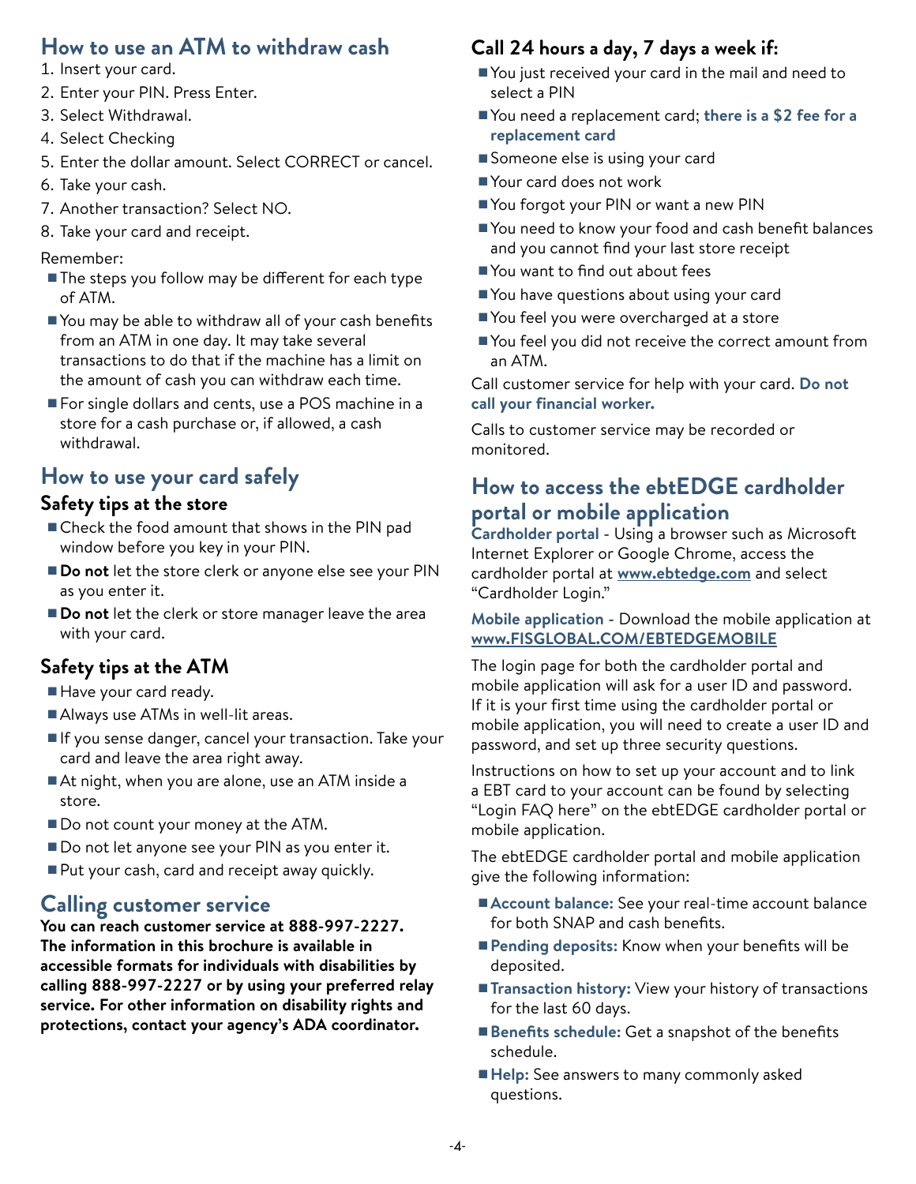## How to use an ATM to withdraw cash

1. Insert your card.
2. Enter your PIN. Press Enter.
3. Select Withdrawal.
4. Select Checking
5. Enter the dollar amount. Select CORRECT or cancel.
6. Take your cash.
7. Another transaction? Select NO.
8. Take your card and receipt.

Remember:

- The steps you follow may be different for each type of ATM.
- You may be able to withdraw all of your cash benefits from an ATM in one day. It may take several transactions to do that if the machine has a limit on the amount of cash you can withdraw each time.
- For single dollars and cents, use a POS machine in a store for a cash purchase or, if allowed, a cash withdrawal.

## How to use your card safely

### Safety tips at the store

- Check the food amount that shows in the PIN pad window before you key in your PIN.
- **Do not** let the store clerk or anyone else see your PIN as you enter it.
- **Do not** let the clerk or store manager leave the area with your card.

### Safety tips at the ATM

- Have your card ready.
- Always use ATMs in well-lit areas.
- If you sense danger, cancel your transaction. Take your card and leave the area right away.
- At night, when you are alone, use an ATM inside a store.
- Do not count your money at the ATM.
- Do not let anyone see your PIN as you enter it.
- Put your cash, card and receipt away quickly.

## Calling customer service

**You can reach customer service at 888-997-2227. The information in this brochure is available in accessible formats for individuals with disabilities by calling 888-997-2227 or by using your preferred relay service. For other information on disability rights and protections, contact your agency's ADA coordinator.**

### Call 24 hours a day, 7 days a week if:

- You just received your card in the mail and need to select a PIN
- You need a replacement card; **there is a $2 fee for a replacement card**
- Someone else is using your card
- Your card does not work
- You forgot your PIN or want a new PIN
- You need to know your food and cash benefit balances and you cannot find your last store receipt
- You want to find out about fees
- You have questions about using your card
- You feel you were overcharged at a store
- You feel you did not receive the correct amount from an ATM.

Call customer service for help with your card. **Do not call your financial worker.**

Calls to customer service may be recorded or monitored.

## How to access the ebtEDGE cardholder portal or mobile application

**Cardholder portal -** Using a browser such as Microsoft Internet Explorer or Google Chrome, access the cardholder portal at **www.ebtedge.com** and select "Cardholder Login."

**Mobile application -** Download the mobile application at **www.FISGLOBAL.COM/EBTEDGEMOBILE**

The login page for both the cardholder portal and mobile application will ask for a user ID and password. If it is your first time using the cardholder portal or mobile application, you will need to create a user ID and password, and set up three security questions.

Instructions on how to set up your account and to link a EBT card to your account can be found by selecting "Login FAQ here" on the ebtEDGE cardholder portal or mobile application.

The ebtEDGE cardholder portal and mobile application give the following information:

- **Account balance:** See your real-time account balance for both SNAP and cash benefits.
- **Pending deposits:** Know when your benefits will be deposited.
- **Transaction history:** View your history of transactions for the last 60 days.
- **Benefits schedule:** Get a snapshot of the benefits schedule.
- **Help:** See answers to many commonly asked questions.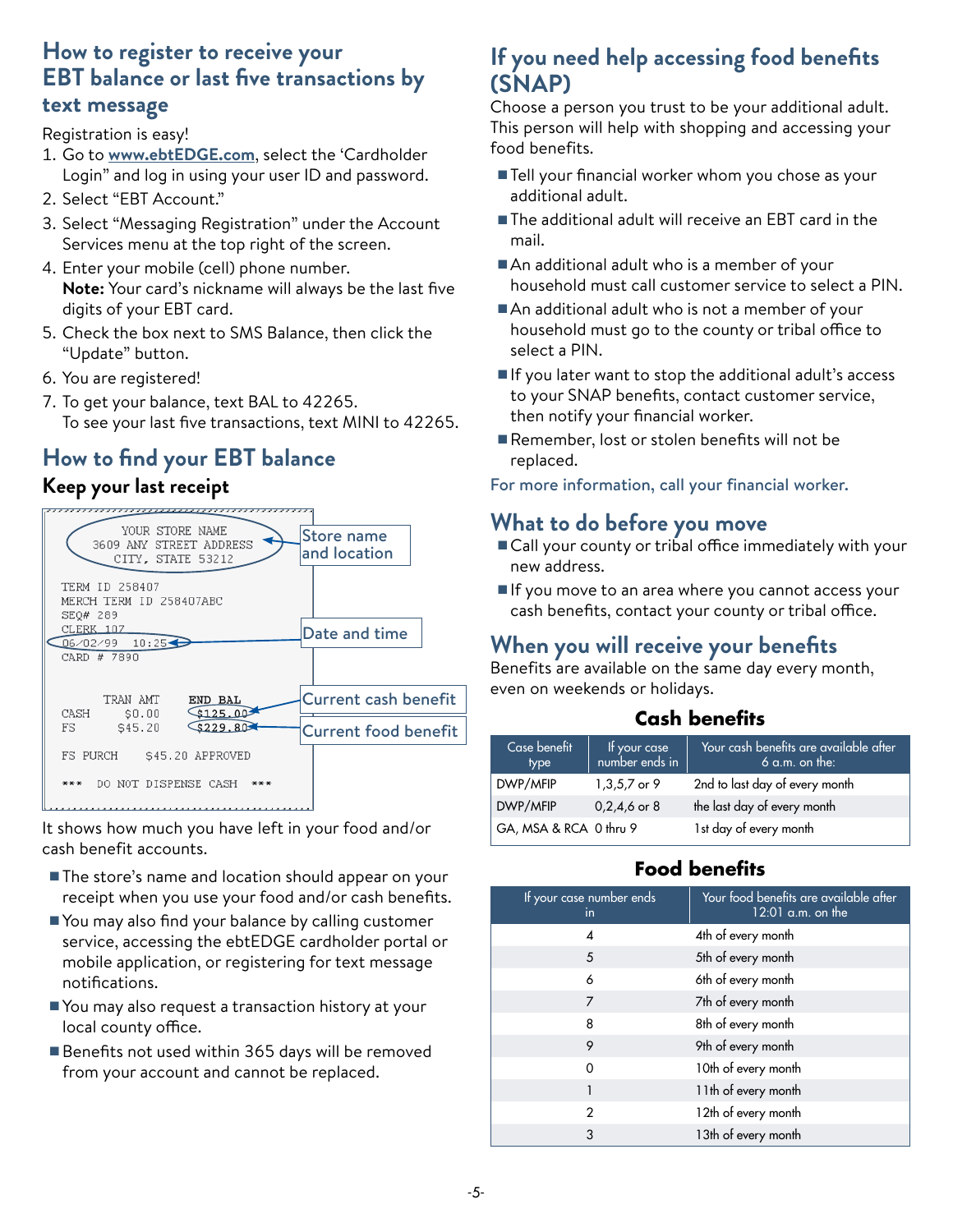## How to register to receive your EBT balance or last five transactions by text message

Registration is easy!

1. Go to **www.ebtEDGE.com**, select the 'Cardholder Login" and log in using your user ID and password.
2. Select "EBT Account."
3. Select "Messaging Registration" under the Account Services menu at the top right of the screen.
4. Enter your mobile (cell) phone number.
   **Note:** Your card's nickname will always be the last five digits of your EBT card.
5. Check the box next to SMS Balance, then click the "Update" button.
6. You are registered!
7. To get your balance, text BAL to 42265.
   To see your last five transactions, text MINI to 42265.

## How to find your EBT balance

### Keep your last receipt

```
YOUR STORE NAME
3609 ANY STREET ADDRESS
CITY, STATE 53212

TERM ID 258407
MERCH TERM ID 258407ABC
SEQ# 289
CLERK 107
06/02/99  10:25
CARD # 7890

       TRAN AMT    END BAL
CASH    $0.00      $125.00
FS     $45.20      $229.80

FS PURCH    $45.20 APPROVED

***  DO NOT DISPENSE CASH  ***
```

Store name and location — Date and time — Current cash benefit — Current food benefit

It shows how much you have left in your food and/or cash benefit accounts.

- The store's name and location should appear on your receipt when you use your food and/or cash benefits.
- You may also find your balance by calling customer service, accessing the ebtEDGE cardholder portal or mobile application, or registering for text message notifications.
- You may also request a transaction history at your local county office.
- Benefits not used within 365 days will be removed from your account and cannot be replaced.

## If you need help accessing food benefits (SNAP)

Choose a person you trust to be your additional adult. This person will help with shopping and accessing your food benefits.

- Tell your financial worker whom you chose as your additional adult.
- The additional adult will receive an EBT card in the mail.
- An additional adult who is a member of your household must call customer service to select a PIN.
- An additional adult who is not a member of your household must go to the county or tribal office to select a PIN.
- If you later want to stop the additional adult's access to your SNAP benefits, contact customer service, then notify your financial worker.
- Remember, lost or stolen benefits will not be replaced.

For more information, call your financial worker.

## What to do before you move

- Call your county or tribal office immediately with your new address.
- If you move to an area where you cannot access your cash benefits, contact your county or tribal office.

## When you will receive your benefits

Benefits are available on the same day every month, even on weekends or holidays.

### Cash benefits

| Case benefit type | If your case number ends in | Your cash benefits are available after 6 a.m. on the: |
|---|---|---|
| DWP/MFIP | 1,3,5,7 or 9 | 2nd to last day of every month |
| DWP/MFIP | 0,2,4,6 or 8 | the last day of every month |
| GA, MSA & RCA | 0 thru 9 | 1st day of every month |

### Food benefits

| If your case number ends in | Your food benefits are available after 12:01 a.m. on the |
|---|---|
| 4 | 4th of every month |
| 5 | 5th of every month |
| 6 | 6th of every month |
| 7 | 7th of every month |
| 8 | 8th of every month |
| 9 | 9th of every month |
| 0 | 10th of every month |
| 1 | 11th of every month |
| 2 | 12th of every month |
| 3 | 13th of every month |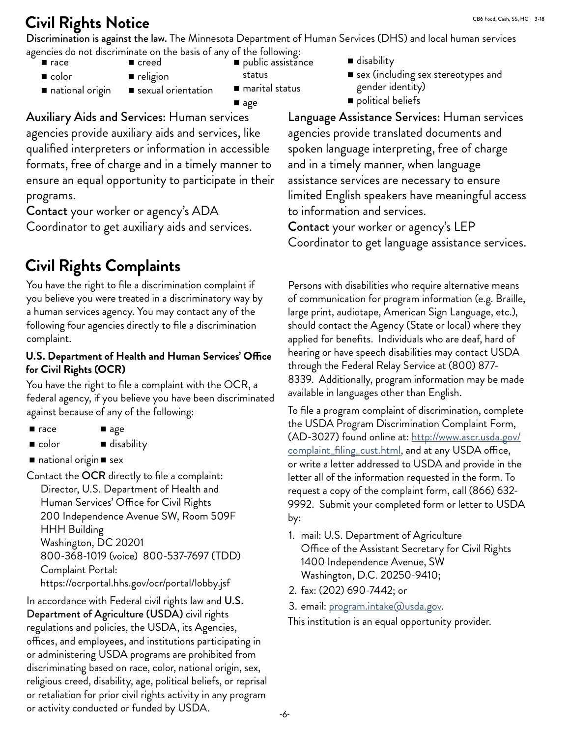# Civil Rights Notice

**Discrimination is against the law.** The Minnesota Department of Human Services (DHS) and local human services agencies do not discriminate on the basis of any of the following:

- race
- color
- national origin
- creed
- religion
- sexual orientation
- public assistance status
- marital status
- age
- disability
- sex (including sex stereotypes and gender identity)
- political beliefs

**Auxiliary Aids and Services:** Human services agencies provide auxiliary aids and services, like qualified interpreters or information in accessible formats, free of charge and in a timely manner to ensure an equal opportunity to participate in their programs.

**Contact** your worker or agency's ADA Coordinator to get auxiliary aids and services.

**Language Assistance Services:** Human services agencies provide translated documents and spoken language interpreting, free of charge and in a timely manner, when language assistance services are necessary to ensure limited English speakers have meaningful access to information and services.

**Contact** your worker or agency's LEP Coordinator to get language assistance services.

# Civil Rights Complaints

You have the right to file a discrimination complaint if you believe you were treated in a discriminatory way by a human services agency. You may contact any of the following four agencies directly to file a discrimination complaint.

### U.S. Department of Health and Human Services' Office for Civil Rights (OCR)

You have the right to file a complaint with the OCR, a federal agency, if you believe you have been discriminated against because of any of the following:

- race
- color
- national origin
- age
- disability
- sex

Contact the **OCR** directly to file a complaint:

Director, U.S. Department of Health and Human Services' Office for Civil Rights
200 Independence Avenue SW, Room 509F
HHH Building
Washington, DC 20201
800-368-1019 (voice) 800-537-7697 (TDD)
Complaint Portal:
https://ocrportal.hhs.gov/ocr/portal/lobby.jsf

In accordance with Federal civil rights law and **U.S. Department of Agriculture (USDA)** civil rights regulations and policies, the USDA, its Agencies, offices, and employees, and institutions participating in or administering USDA programs are prohibited from discriminating based on race, color, national origin, sex, religious creed, disability, age, political beliefs, or reprisal or retaliation for prior civil rights activity in any program or activity conducted or funded by USDA.

Persons with disabilities who require alternative means of communication for program information (e.g. Braille, large print, audiotape, American Sign Language, etc.), should contact the Agency (State or local) where they applied for benefits. Individuals who are deaf, hard of hearing or have speech disabilities may contact USDA through the Federal Relay Service at (800) 877-8339. Additionally, program information may be made available in languages other than English.

To file a program complaint of discrimination, complete the USDA Program Discrimination Complaint Form, (AD-3027) found online at: http://www.ascr.usda.gov/complaint_filing_cust.html, and at any USDA office, or write a letter addressed to USDA and provide in the letter all of the information requested in the form. To request a copy of the complaint form, call (866) 632-9992. Submit your completed form or letter to USDA by:

1. mail: U.S. Department of Agriculture
   Office of the Assistant Secretary for Civil Rights
   1400 Independence Avenue, SW
   Washington, D.C. 20250-9410;
2. fax: (202) 690-7442; or
3. email: program.intake@usda.gov.

This institution is an equal opportunity provider.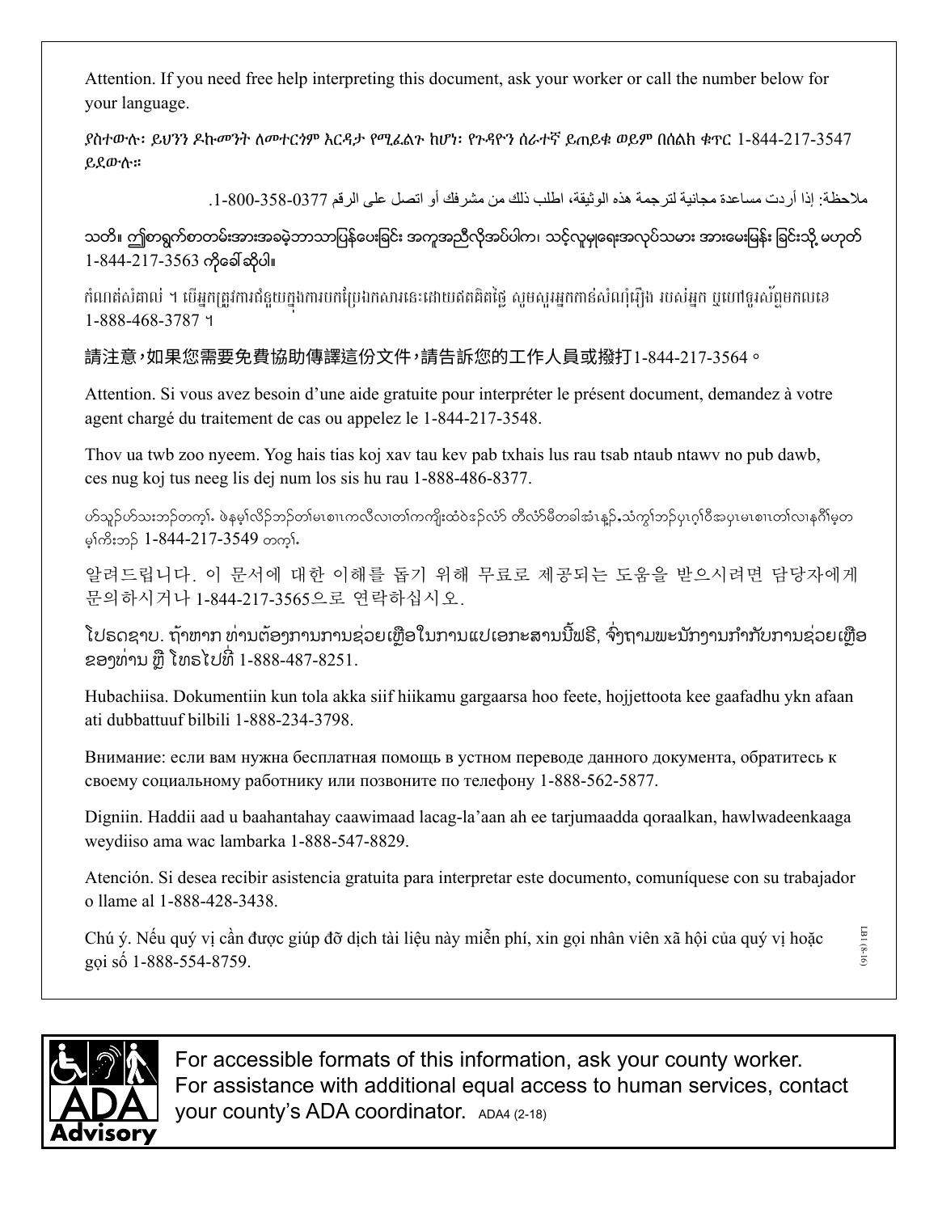Attention. If you need free help interpreting this document, ask your worker or call the number below for your language.

ያስተውሉ፡ ይህንን ዶኩመንት ለመተርጎም እርዳታ የሚፈልጉ ከሆነ፡ የጉዳዮን ሰራተኛ ይጠይቁ ወይም በሰልክ ቁጥር 1-844-217-3547 ይደውሉ።

ملاحظة: إذا أردت مساعدة مجانية لترجمة هذه الوثيقة، اطلب ذلك من مشرفك أو اتصل على الرقم 0377-358-800-1.

သတိ။ ဤစာရွက်စာတမ်းအားအခမဲ့ဘာသာပြန်ပေးခြင်း အကူအညီလိုအပ်ပါက၊ သင့်လူမှုရေးအလုပ်သမား အားမေးမြန်း ခြင်းသို့မဟုတ် 1-844-217-3563 ကိုခေါ်ဆိုပါ။

កំណត់សំគាល់ ។ បើអ្នកត្រូវការជំនួយក្នុងការបកប្រែឯកសារនេះដោយឥតគិតថ្លៃ សូមសួរអ្នកកាន់សំណុំរឿង របស់អ្នក ឬហៅទូរស័ព្ទមកលេខ 1-888-468-3787 ។

請注意，如果您需要免費協助傳譯這份文件，請告訴您的工作人員或撥打1-844-217-3564。

Attention. Si vous avez besoin d'une aide gratuite pour interpréter le présent document, demandez à votre agent chargé du traitement de cas ou appelez le 1-844-217-3548.

Thov ua twb zoo nyeem. Yog hais tias koj xav tau kev pab txhais lus rau tsab ntaub ntawv no pub dawb, ces nug koj tus neeg lis dej num los sis hu rau 1-888-486-8377.

ဟ်သူဉ်ဟ်သးဘဉ်တက့ၢ်. ဖဲနမ့ၢ်လိဉ်ဘဉ်တ၊်မၤစၢၤကလီလၢတ၊်ကကျိးထံဝဲဒ်လံာ် တီလံာ်မီတခါအံၤန့ဉ်,သံကွ၊်ဘဉ်ပှၤဂ့ၢ်ဝီအပှၤမၤစၢၤတ၊်လၢနဂီၢ်မ့တမ့ၢ်ကိးဘဉ် 1-844-217-3549 တက့ၢ်.

알려드립니다. 이 문서에 대한 이해를 돕기 위해 무료로 제공되는 도움을 받으시려면 담당자에게 문의하시거나 1-844-217-3565으로 연락하십시오.

ໂປຣດຊາບ. ຖ້າຫາກ ທ່ານຕ້ອງການການຊ່ວຍເຫຼືອໃນການແປເອກະສານນີ້ຟຣີ, ຈົ່ງຖາມພະນັກງານກໍາກັບການຊ່ວຍເຫຼືອຂອງທ່ານ ຫຼື ໂທຣໄປທີ່ 1-888-487-8251.

Hubachiisa. Dokumentiin kun tola akka siif hiikamu gargaarsa hoo feete, hojjettoota kee gaafadhu ykn afaan ati dubbattuuf bilbili 1-888-234-3798.

Внимание: если вам нужна бесплатная помощь в устном переводе данного документа, обратитесь к своему социальному работнику или позвоните по телефону 1-888-562-5877.

Digniin. Haddii aad u baahantahay caawimaad lacag-la'aan ah ee tarjumaadda qoraalkan, hawlwadeenkaaga weydiiso ama wac lambarka 1-888-547-8829.

Atención. Si desea recibir asistencia gratuita para interpretar este documento, comuníquese con su trabajador o llame al 1-888-428-3438.

Chú ý. Nếu quý vị cần được giúp đỡ dịch tài liệu này miễn phí, xin gọi nhân viên xã hội của quý vị hoặc gọi số 1-888-554-8759.

LB1 (8-16)

ADA Advisory

For accessible formats of this information, ask your county worker.
For assistance with additional equal access to human services, contact your county's ADA coordinator. ADA4 (2-18)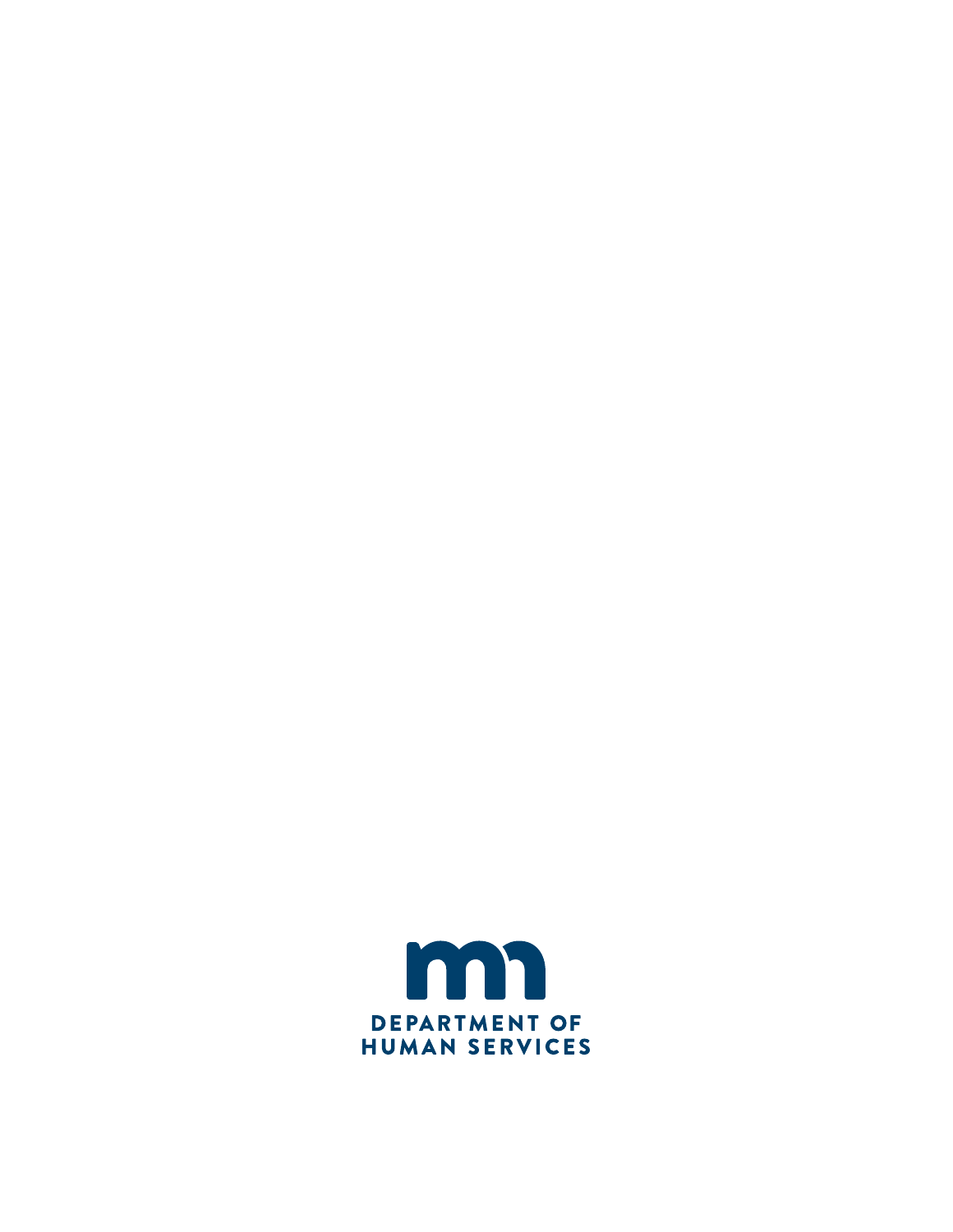DEPARTMENT OF HUMAN SERVICES